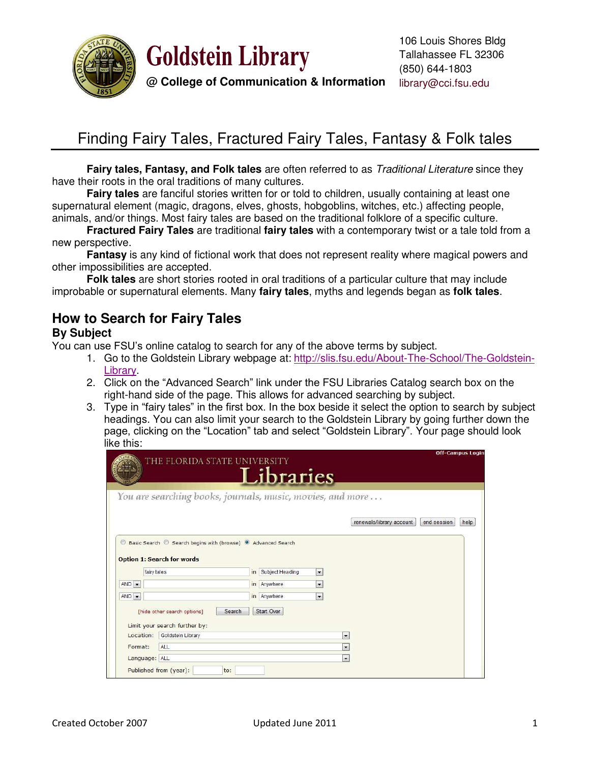**Goldstein Library**
**@ College of Communication & Information**

106 Louis Shores Bldg
Tallahassee FL 32306
(850) 644-1803
library@cci.fsu.edu

# Finding Fairy Tales, Fractured Fairy Tales, Fantasy & Folk tales

**Fairy tales, Fantasy, and Folk tales** are often referred to as *Traditional Literature* since they have their roots in the oral traditions of many cultures.

**Fairy tales** are fanciful stories written for or told to children, usually containing at least one supernatural element (magic, dragons, elves, ghosts, hobgoblins, witches, etc.) affecting people, animals, and/or things. Most fairy tales are based on the traditional folklore of a specific culture.

**Fractured Fairy Tales** are traditional **fairy tales** with a contemporary twist or a tale told from a new perspective.

**Fantasy** is any kind of fictional work that does not represent reality where magical powers and other impossibilities are accepted.

**Folk tales** are short stories rooted in oral traditions of a particular culture that may include improbable or supernatural elements. Many **fairy tales**, myths and legends began as **folk tales**.

## How to Search for Fairy Tales

### By Subject

You can use FSU's online catalog to search for any of the above terms by subject.

1. Go to the Goldstein Library webpage at: http://slis.fsu.edu/About-The-School/The-Goldstein-Library.
2. Click on the "Advanced Search" link under the FSU Libraries Catalog search box on the right-hand side of the page. This allows for advanced searching by subject.
3. Type in "fairy tales" in the first box. In the box beside it select the option to search by subject headings. You can also limit your search to the Goldstein Library by going further down the page, clicking on the "Location" tab and select "Goldstein Library". Your page should look like this: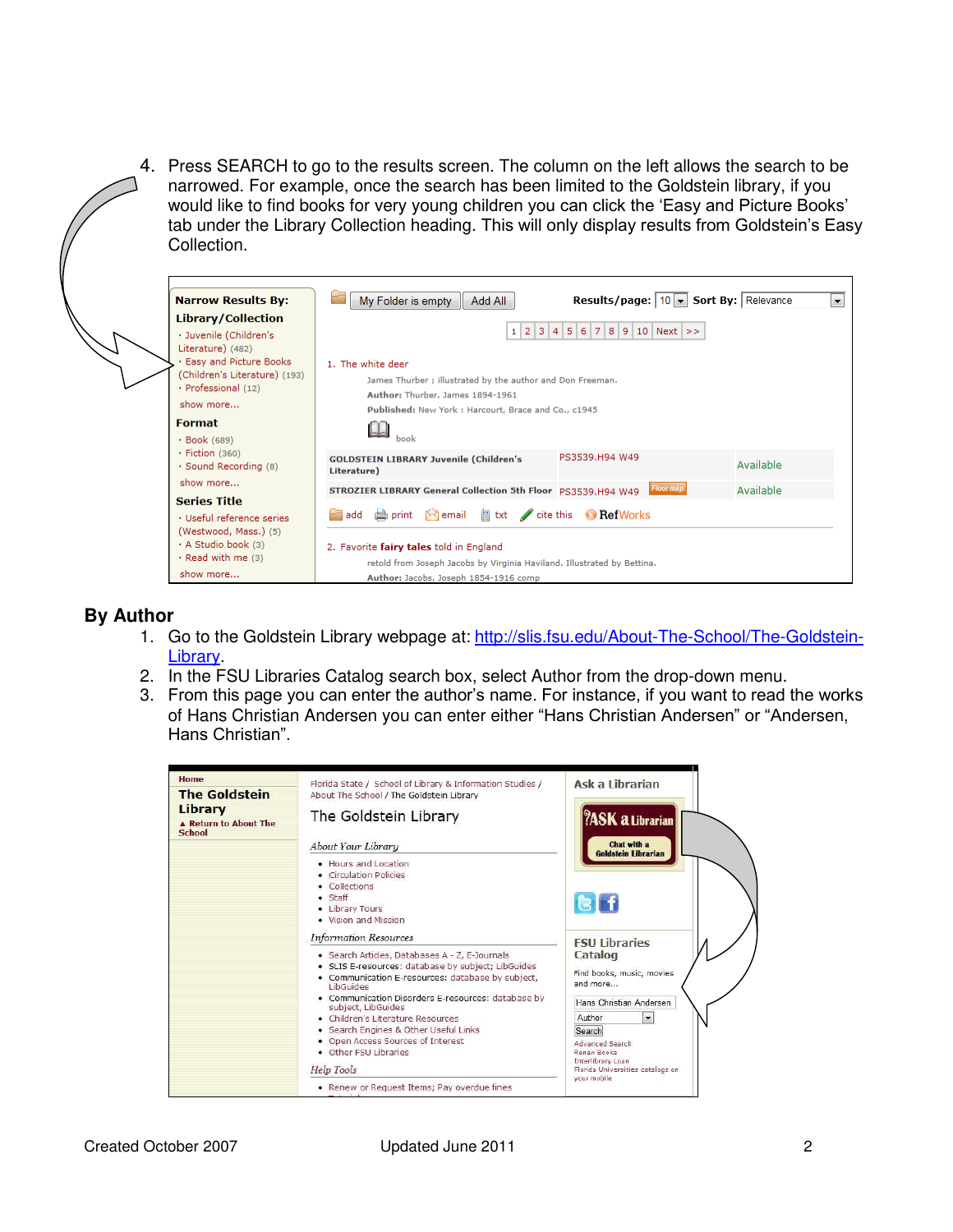4. Press SEARCH to go to the results screen. The column on the left allows the search to be narrowed. For example, once the search has been limited to the Goldstein library, if you would like to find books for very young children you can click the 'Easy and Picture Books' tab under the Library Collection heading. This will only display results from Goldstein's Easy Collection.

## By Author

1. Go to the Goldstein Library webpage at: [http://slis.fsu.edu/About-The-School/The-Goldstein-Library](http://slis.fsu.edu/About-The-School/The-Goldstein-Library).
2. In the FSU Libraries Catalog search box, select Author from the drop-down menu.
3. From this page you can enter the author's name. For instance, if you want to read the works of Hans Christian Andersen you can enter either "Hans Christian Andersen" or "Andersen, Hans Christian".

Created October 2007 Updated June 2011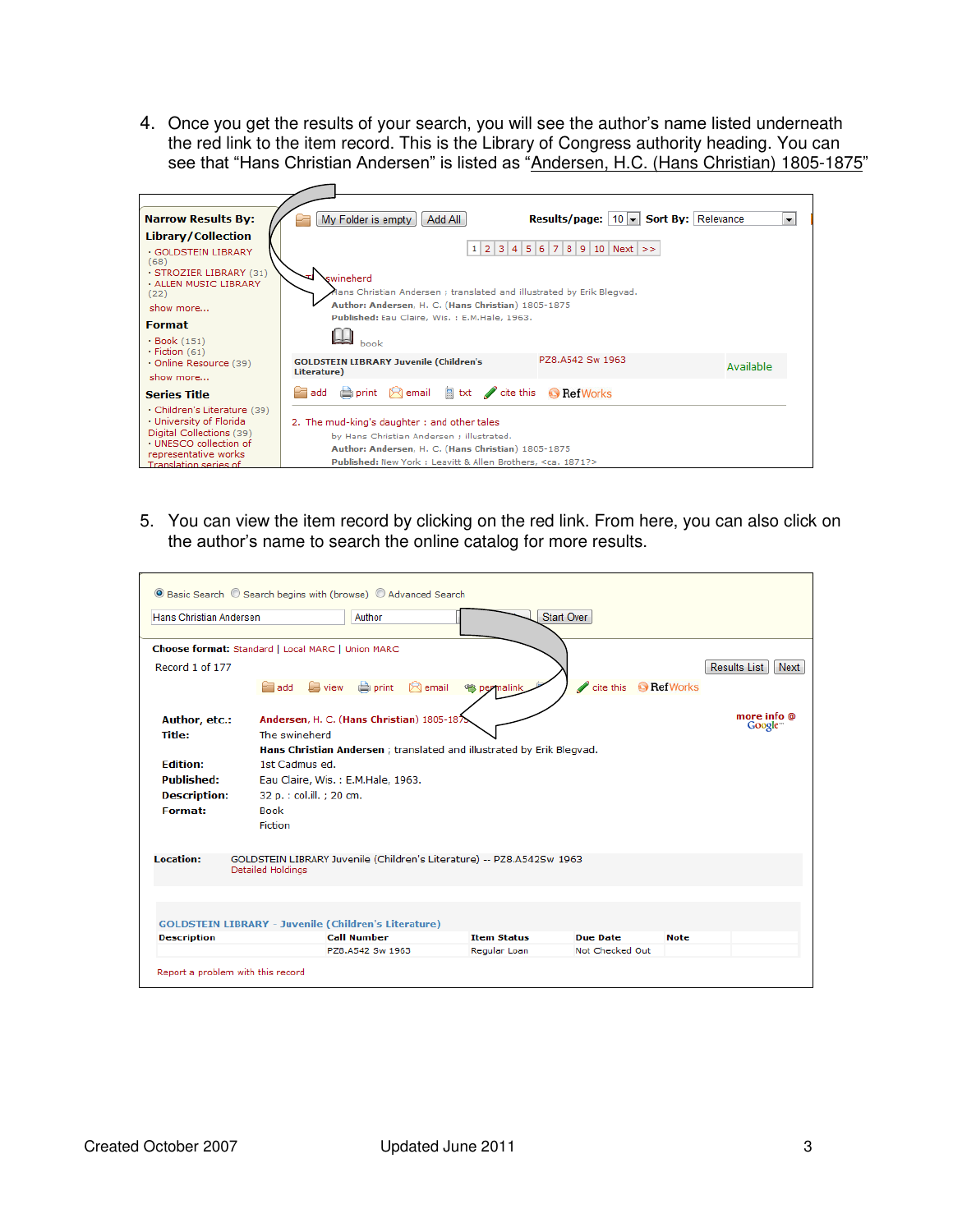4. Once you get the results of your search, you will see the author's name listed underneath the red link to the item record. This is the Library of Congress authority heading. You can see that "Hans Christian Andersen" is listed as "Andersen, H.C. (Hans Christian) 1805-1875"

5. You can view the item record by clicking on the red link. From here, you can also click on the author's name to search the online catalog for more results.

Created October 2007 Updated June 2011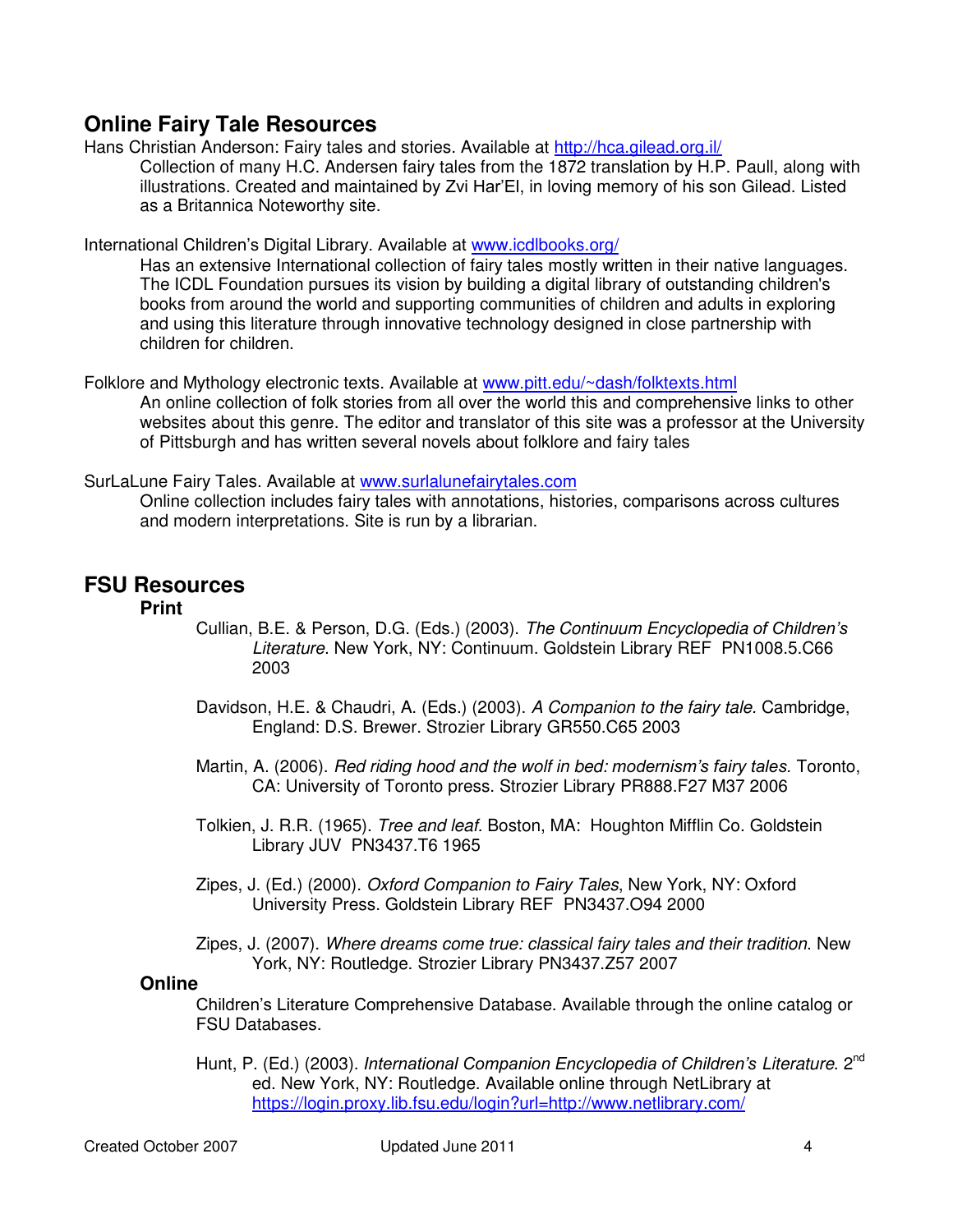## Online Fairy Tale Resources

Hans Christian Anderson: Fairy tales and stories. Available at [http://hca.gilead.org.il/](http://hca.gilead.org.il/)

Collection of many H.C. Andersen fairy tales from the 1872 translation by H.P. Paull, along with illustrations. Created and maintained by Zvi Har'El, in loving memory of his son Gilead. Listed as a Britannica Noteworthy site.

International Children's Digital Library. Available at [www.icdlbooks.org/](www.icdlbooks.org/)

Has an extensive International collection of fairy tales mostly written in their native languages. The ICDL Foundation pursues its vision by building a digital library of outstanding children's books from around the world and supporting communities of children and adults in exploring and using this literature through innovative technology designed in close partnership with children for children.

Folklore and Mythology electronic texts. Available at [www.pitt.edu/~dash/folktexts.html](www.pitt.edu/~dash/folktexts.html)

An online collection of folk stories from all over the world this and comprehensive links to other websites about this genre. The editor and translator of this site was a professor at the University of Pittsburgh and has written several novels about folklore and fairy tales

SurLaLune Fairy Tales. Available at [www.surlalunefairytales.com](www.surlalunefairytales.com)

Online collection includes fairy tales with annotations, histories, comparisons across cultures and modern interpretations. Site is run by a librarian.

## FSU Resources

### Print

Cullian, B.E. & Person, D.G. (Eds.) (2003). *The Continuum Encyclopedia of Children's Literature*. New York, NY: Continuum. Goldstein Library REF PN1008.5.C66 2003

Davidson, H.E. & Chaudri, A. (Eds.) (2003). *A Companion to the fairy tale.* Cambridge, England: D.S. Brewer. Strozier Library GR550.C65 2003

Martin, A. (2006). *Red riding hood and the wolf in bed: modernism's fairy tales.* Toronto, CA: University of Toronto press. Strozier Library PR888.F27 M37 2006

Tolkien, J. R.R. (1965). *Tree and leaf.* Boston, MA: Houghton Mifflin Co. Goldstein Library JUV PN3437.T6 1965

Zipes, J. (Ed.) (2000). *Oxford Companion to Fairy Tales*, New York, NY: Oxford University Press. Goldstein Library REF PN3437.O94 2000

Zipes, J. (2007). *Where dreams come true: classical fairy tales and their tradition*. New York, NY: Routledge. Strozier Library PN3437.Z57 2007

### Online

Children's Literature Comprehensive Database. Available through the online catalog or FSU Databases.

Hunt, P. (Ed.) (2003). *International Companion Encyclopedia of Children's Literature*. 2nd ed. New York, NY: Routledge. Available online through NetLibrary at [https://login.proxy.lib.fsu.edu/login?url=http://www.netlibrary.com/](https://login.proxy.lib.fsu.edu/login?url=http://www.netlibrary.com/)

Created October 2007 Updated June 2011